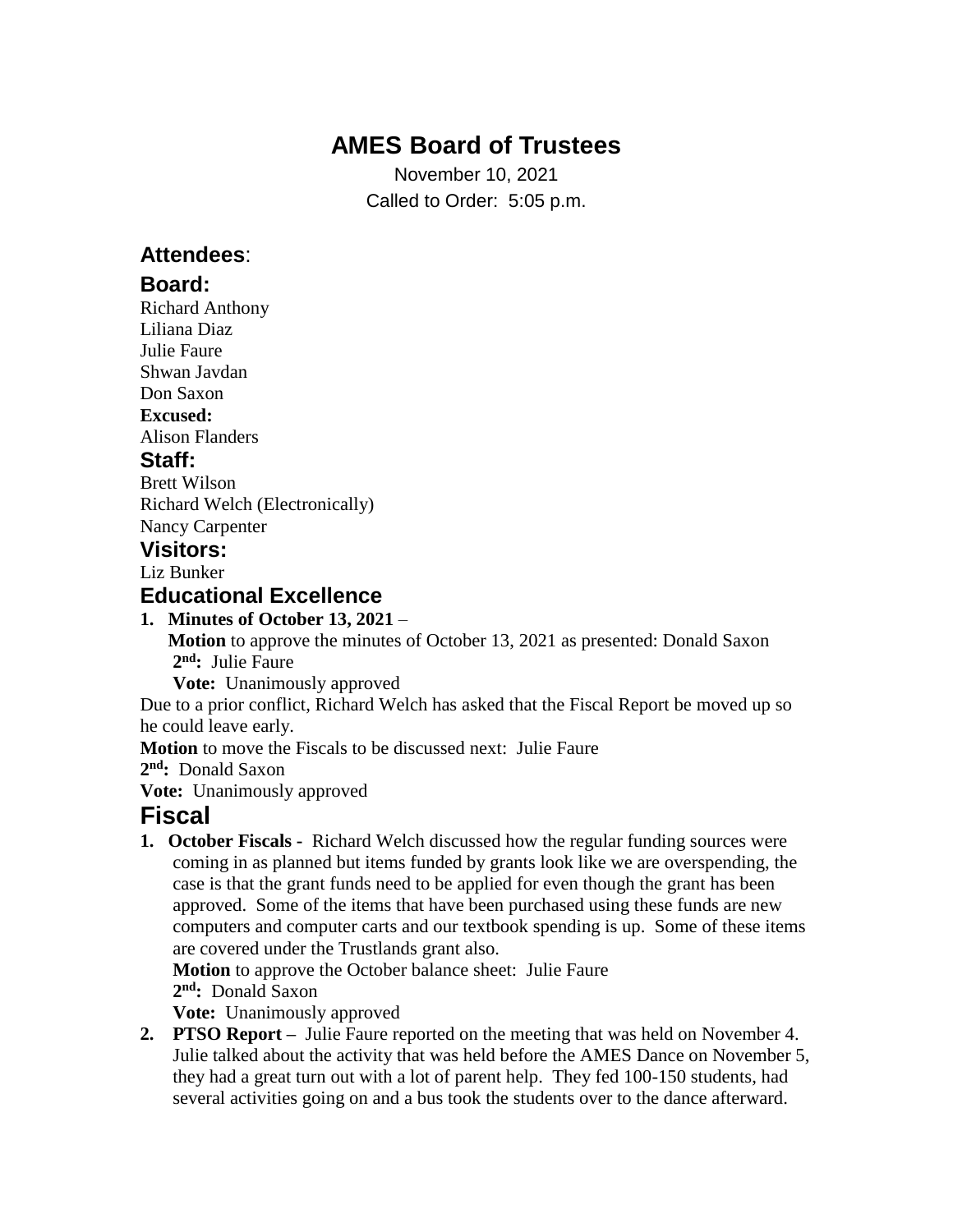# AMES Board of Trustees

November 10, 2021

Called to Order: 5:05 p.m.

## Attendees:

## Board:

Richard Anthony
Liliana Diaz
Julie Faure
Shwan Javdan
Don Saxon

**Excused:**

Alison Flanders

## Staff:

Brett Wilson
Richard Welch (Electronically)
Nancy Carpenter

## Visitors:

Liz Bunker

## Educational Excellence

1. **Minutes of October 13, 2021** –
   **Motion** to approve the minutes of October 13, 2021 as presented: Donald Saxon
   **2nd:** Julie Faure
   **Vote:** Unanimously approved

Due to a prior conflict, Richard Welch has asked that the Fiscal Report be moved up so he could leave early.

**Motion** to move the Fiscals to be discussed next: Julie Faure

**2nd:** Donald Saxon

**Vote:** Unanimously approved

## Fiscal

1. **October Fiscals -** Richard Welch discussed how the regular funding sources were coming in as planned but items funded by grants look like we are overspending, the case is that the grant funds need to be applied for even though the grant has been approved. Some of the items that have been purchased using these funds are new computers and computer carts and our textbook spending is up. Some of these items are covered under the Trustlands grant also.
   **Motion** to approve the October balance sheet: Julie Faure
   **2nd:** Donald Saxon
   **Vote:** Unanimously approved
2. **PTSO Report –** Julie Faure reported on the meeting that was held on November 4. Julie talked about the activity that was held before the AMES Dance on November 5, they had a great turn out with a lot of parent help. They fed 100-150 students, had several activities going on and a bus took the students over to the dance afterward.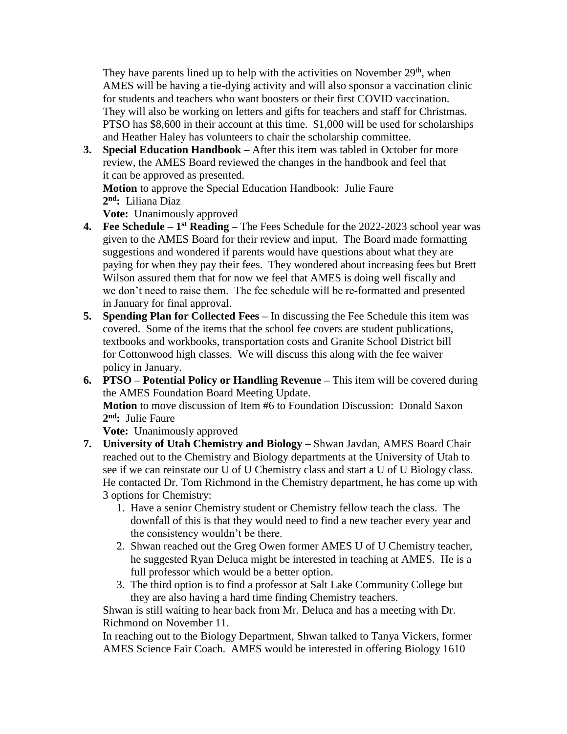They have parents lined up to help with the activities on November 29th, when AMES will be having a tie-dying activity and will also sponsor a vaccination clinic for students and teachers who want boosters or their first COVID vaccination. They will also be working on letters and gifts for teachers and staff for Christmas. PTSO has $8,600 in their account at this time. $1,000 will be used for scholarships and Heather Haley has volunteers to chair the scholarship committee.

3. **Special Education Handbook** – After this item was tabled in October for more review, the AMES Board reviewed the changes in the handbook and feel that it can be approved as presented.
   **Motion** to approve the Special Education Handbook: Julie Faure
   **2nd:** Liliana Diaz
   **Vote:** Unanimously approved
4. **Fee Schedule – 1st Reading** – The Fees Schedule for the 2022-2023 school year was given to the AMES Board for their review and input. The Board made formatting suggestions and wondered if parents would have questions about what they are paying for when they pay their fees. They wondered about increasing fees but Brett Wilson assured them that for now we feel that AMES is doing well fiscally and we don't need to raise them. The fee schedule will be re-formatted and presented in January for final approval.
5. **Spending Plan for Collected Fees** – In discussing the Fee Schedule this item was covered. Some of the items that the school fee covers are student publications, textbooks and workbooks, transportation costs and Granite School District bill for Cottonwood high classes. We will discuss this along with the fee waiver policy in January.
6. **PTSO – Potential Policy or Handling Revenue** – This item will be covered during the AMES Foundation Board Meeting Update.
   **Motion** to move discussion of Item #6 to Foundation Discussion: Donald Saxon
   **2nd:** Julie Faure
   **Vote:** Unanimously approved
7. **University of Utah Chemistry and Biology** – Shwan Javdan, AMES Board Chair reached out to the Chemistry and Biology departments at the University of Utah to see if we can reinstate our U of U Chemistry class and start a U of U Biology class. He contacted Dr. Tom Richmond in the Chemistry department, he has come up with 3 options for Chemistry:
   1. Have a senior Chemistry student or Chemistry fellow teach the class. The downfall of this is that they would need to find a new teacher every year and the consistency wouldn't be there.
   2. Shwan reached out the Greg Owen former AMES U of U Chemistry teacher, he suggested Ryan Deluca might be interested in teaching at AMES. He is a full professor which would be a better option.
   3. The third option is to find a professor at Salt Lake Community College but they are also having a hard time finding Chemistry teachers.

   Shwan is still waiting to hear back from Mr. Deluca and has a meeting with Dr. Richmond on November 11.

   In reaching out to the Biology Department, Shwan talked to Tanya Vickers, former AMES Science Fair Coach. AMES would be interested in offering Biology 1610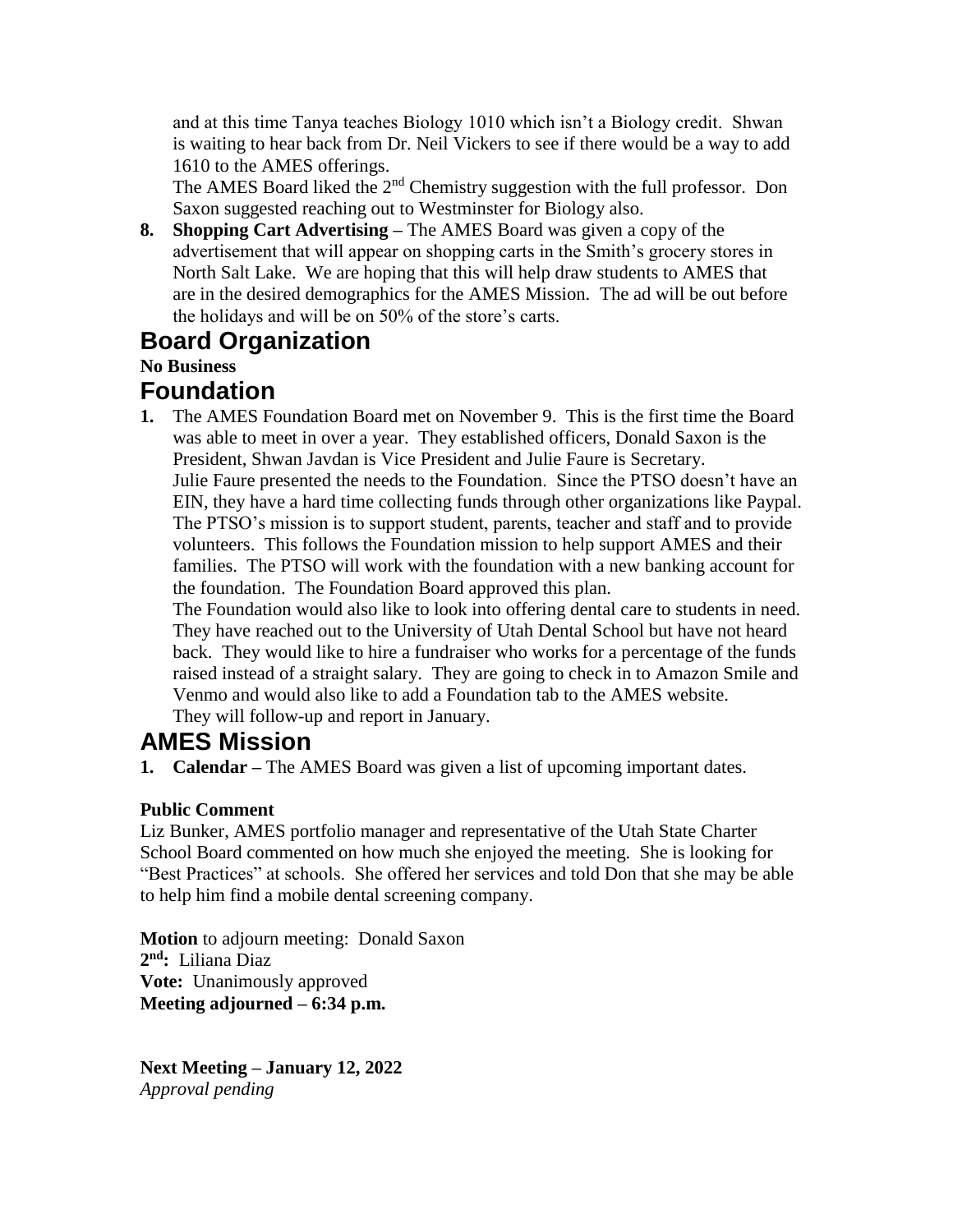and at this time Tanya teaches Biology 1010 which isn't a Biology credit. Shwan is waiting to hear back from Dr. Neil Vickers to see if there would be a way to add 1610 to the AMES offerings.
The AMES Board liked the 2nd Chemistry suggestion with the full professor. Don Saxon suggested reaching out to Westminster for Biology also.

8. **Shopping Cart Advertising –** The AMES Board was given a copy of the advertisement that will appear on shopping carts in the Smith's grocery stores in North Salt Lake. We are hoping that this will help draw students to AMES that are in the desired demographics for the AMES Mission. The ad will be out before the holidays and will be on 50% of the store's carts.

## Board Organization

**No Business**

## Foundation

1. The AMES Foundation Board met on November 9. This is the first time the Board was able to meet in over a year. They established officers, Donald Saxon is the President, Shwan Javdan is Vice President and Julie Faure is Secretary.
   Julie Faure presented the needs to the Foundation. Since the PTSO doesn't have an EIN, they have a hard time collecting funds through other organizations like Paypal. The PTSO's mission is to support student, parents, teacher and staff and to provide volunteers. This follows the Foundation mission to help support AMES and their families. The PTSO will work with the foundation with a new banking account for the foundation. The Foundation Board approved this plan.
   The Foundation would also like to look into offering dental care to students in need. They have reached out to the University of Utah Dental School but have not heard back. They would like to hire a fundraiser who works for a percentage of the funds raised instead of a straight salary. They are going to check in to Amazon Smile and Venmo and would also like to add a Foundation tab to the AMES website.
   They will follow-up and report in January.

## AMES Mission

1. **Calendar –** The AMES Board was given a list of upcoming important dates.

**Public Comment**

Liz Bunker, AMES portfolio manager and representative of the Utah State Charter School Board commented on how much she enjoyed the meeting. She is looking for "Best Practices" at schools. She offered her services and told Don that she may be able to help him find a mobile dental screening company.

**Motion** to adjourn meeting: Donald Saxon
**2nd:** Liliana Diaz
**Vote:** Unanimously approved
**Meeting adjourned – 6:34 p.m.**

**Next Meeting – January 12, 2022**
*Approval pending*